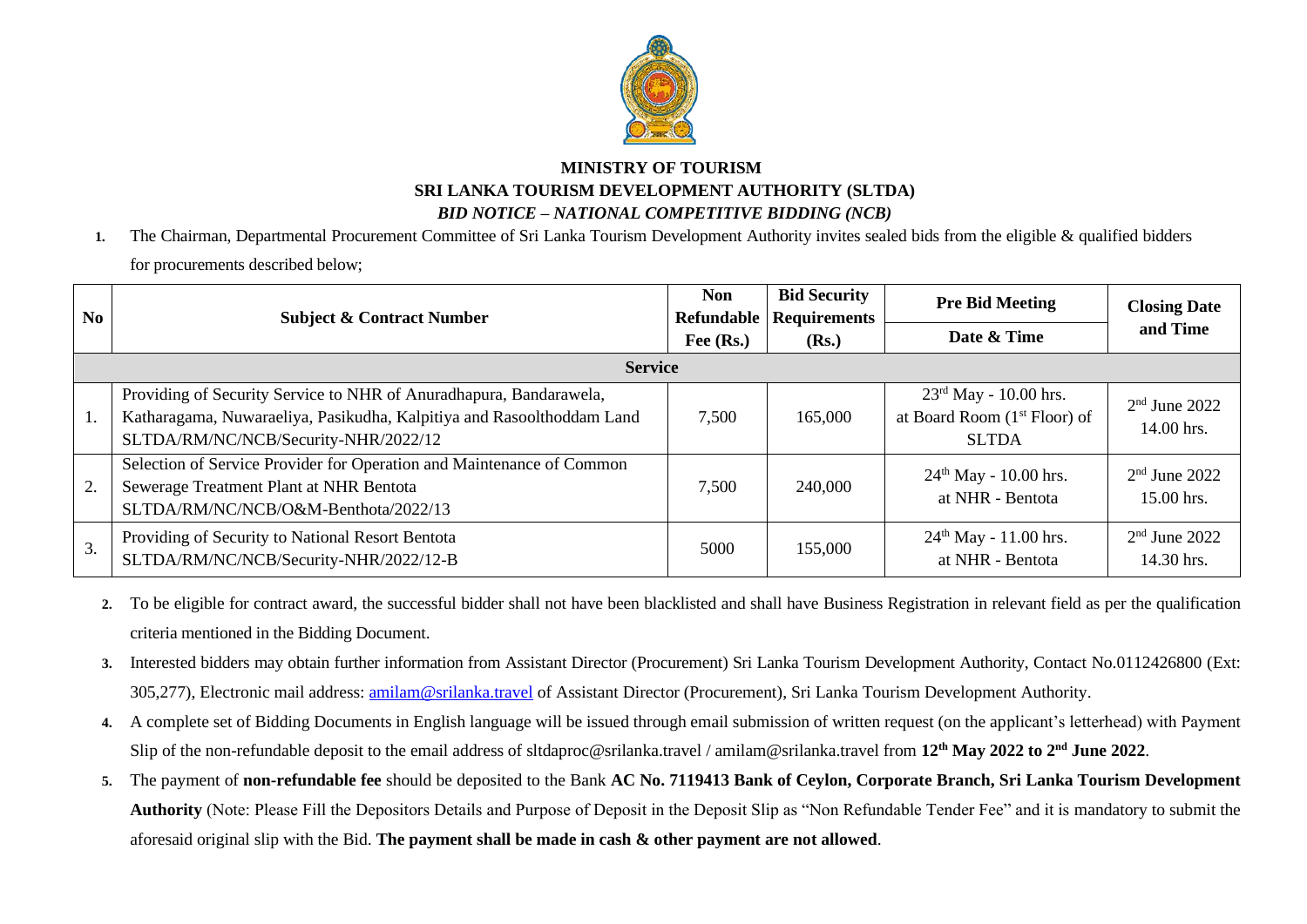**MINISTRY OF TOURISM**

**SRI LANKA TOURISM DEVELOPMENT AUTHORITY (SLTDA)**

***BID NOTICE – NATIONAL COMPETITIVE BIDDING (NCB)***

1. The Chairman, Departmental Procurement Committee of Sri Lanka Tourism Development Authority invites sealed bids from the eligible & qualified bidders for procurements described below;

| No | Subject & Contract Number | Non Refundable Fee (Rs.) | Bid Security Requirements (Rs.) | Pre Bid Meeting Date & Time | Closing Date and Time |
|---|---|---|---|---|---|
| **Service** | | | | | |
| 1. | Providing of Security Service to NHR of Anuradhapura, Bandarawela, Katharagama, Nuwaraeliya, Pasikudha, Kalpitiya and Rasoolthoddam Land SLTDA/RM/NC/NCB/Security-NHR/2022/12 | 7,500 | 165,000 | 23rd May - 10.00 hrs. at Board Room (1st Floor) of SLTDA | 2nd June 2022 14.00 hrs. |
| 2. | Selection of Service Provider for Operation and Maintenance of Common Sewerage Treatment Plant at NHR Bentota SLTDA/RM/NC/NCB/O&M-Benthota/2022/13 | 7,500 | 240,000 | 24th May - 10.00 hrs. at NHR - Bentota | 2nd June 2022 15.00 hrs. |
| 3. | Providing of Security to National Resort Bentota SLTDA/RM/NC/NCB/Security-NHR/2022/12-B | 5000 | 155,000 | 24th May - 11.00 hrs. at NHR - Bentota | 2nd June 2022 14.30 hrs. |

2. To be eligible for contract award, the successful bidder shall not have been blacklisted and shall have Business Registration in relevant field as per the qualification criteria mentioned in the Bidding Document.
3. Interested bidders may obtain further information from Assistant Director (Procurement) Sri Lanka Tourism Development Authority, Contact No.0112426800 (Ext: 305,277), Electronic mail address: amilam@srilanka.travel of Assistant Director (Procurement), Sri Lanka Tourism Development Authority.
4. A complete set of Bidding Documents in English language will be issued through email submission of written request (on the applicant's letterhead) with Payment Slip of the non-refundable deposit to the email address of sltdaproc@srilanka.travel / amilam@srilanka.travel from **12th May 2022 to 2nd June 2022**.
5. The payment of **non-refundable fee** should be deposited to the Bank **AC No. 7119413 Bank of Ceylon, Corporate Branch, Sri Lanka Tourism Development Authority** (Note: Please Fill the Depositors Details and Purpose of Deposit in the Deposit Slip as "Non Refundable Tender Fee" and it is mandatory to submit the aforesaid original slip with the Bid. **The payment shall be made in cash & other payment are not allowed**.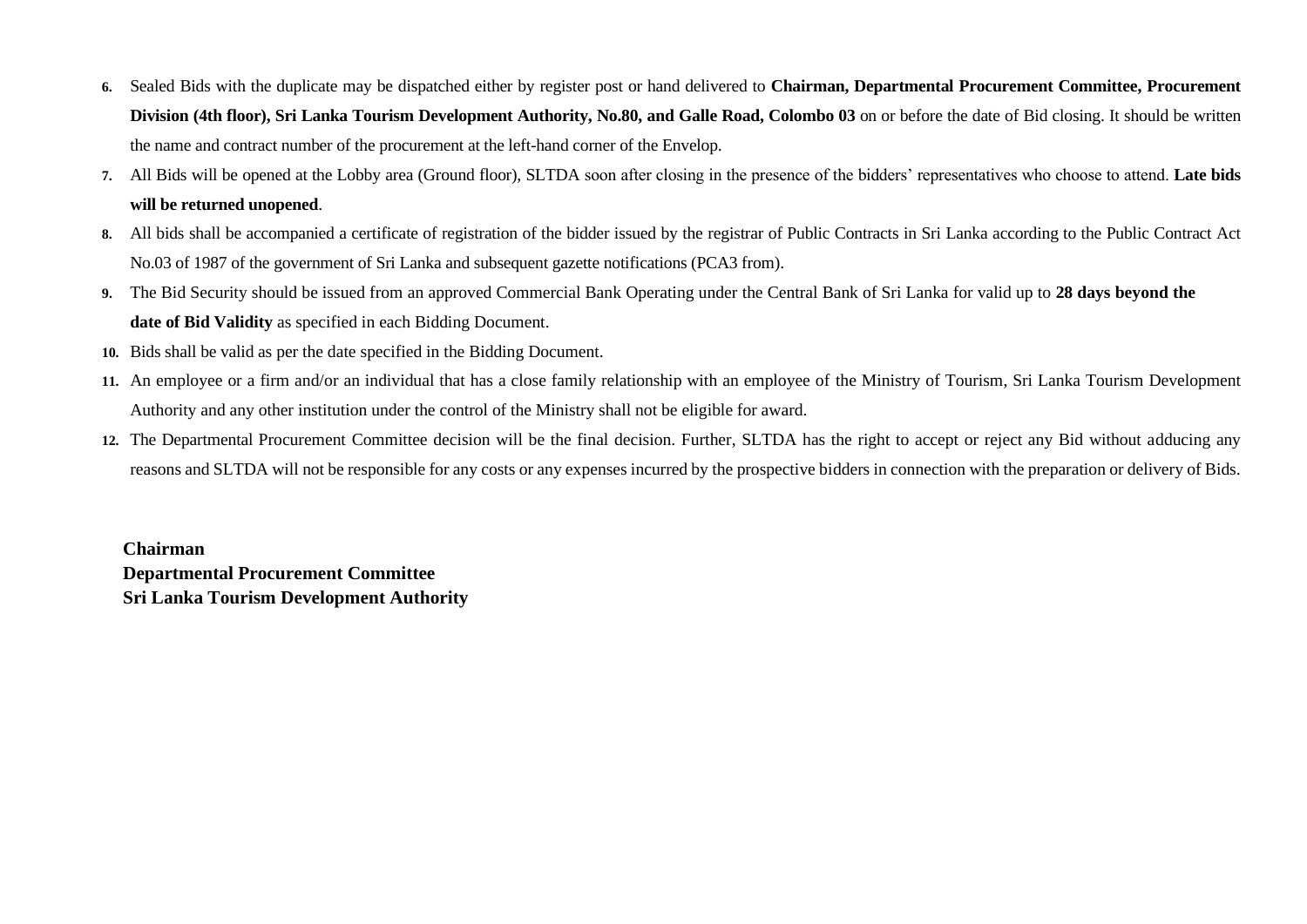6. Sealed Bids with the duplicate may be dispatched either by register post or hand delivered to **Chairman, Departmental Procurement Committee, Procurement Division (4th floor), Sri Lanka Tourism Development Authority, No.80, and Galle Road, Colombo 03** on or before the date of Bid closing. It should be written the name and contract number of the procurement at the left-hand corner of the Envelop.
7. All Bids will be opened at the Lobby area (Ground floor), SLTDA soon after closing in the presence of the bidders' representatives who choose to attend. **Late bids will be returned unopened**.
8. All bids shall be accompanied a certificate of registration of the bidder issued by the registrar of Public Contracts in Sri Lanka according to the Public Contract Act No.03 of 1987 of the government of Sri Lanka and subsequent gazette notifications (PCA3 from).
9. The Bid Security should be issued from an approved Commercial Bank Operating under the Central Bank of Sri Lanka for valid up to **28 days beyond the date of Bid Validity** as specified in each Bidding Document.
10. Bids shall be valid as per the date specified in the Bidding Document.
11. An employee or a firm and/or an individual that has a close family relationship with an employee of the Ministry of Tourism, Sri Lanka Tourism Development Authority and any other institution under the control of the Ministry shall not be eligible for award.
12. The Departmental Procurement Committee decision will be the final decision. Further, SLTDA has the right to accept or reject any Bid without adducing any reasons and SLTDA will not be responsible for any costs or any expenses incurred by the prospective bidders in connection with the preparation or delivery of Bids.

**Chairman**
**Departmental Procurement Committee**
**Sri Lanka Tourism Development Authority**